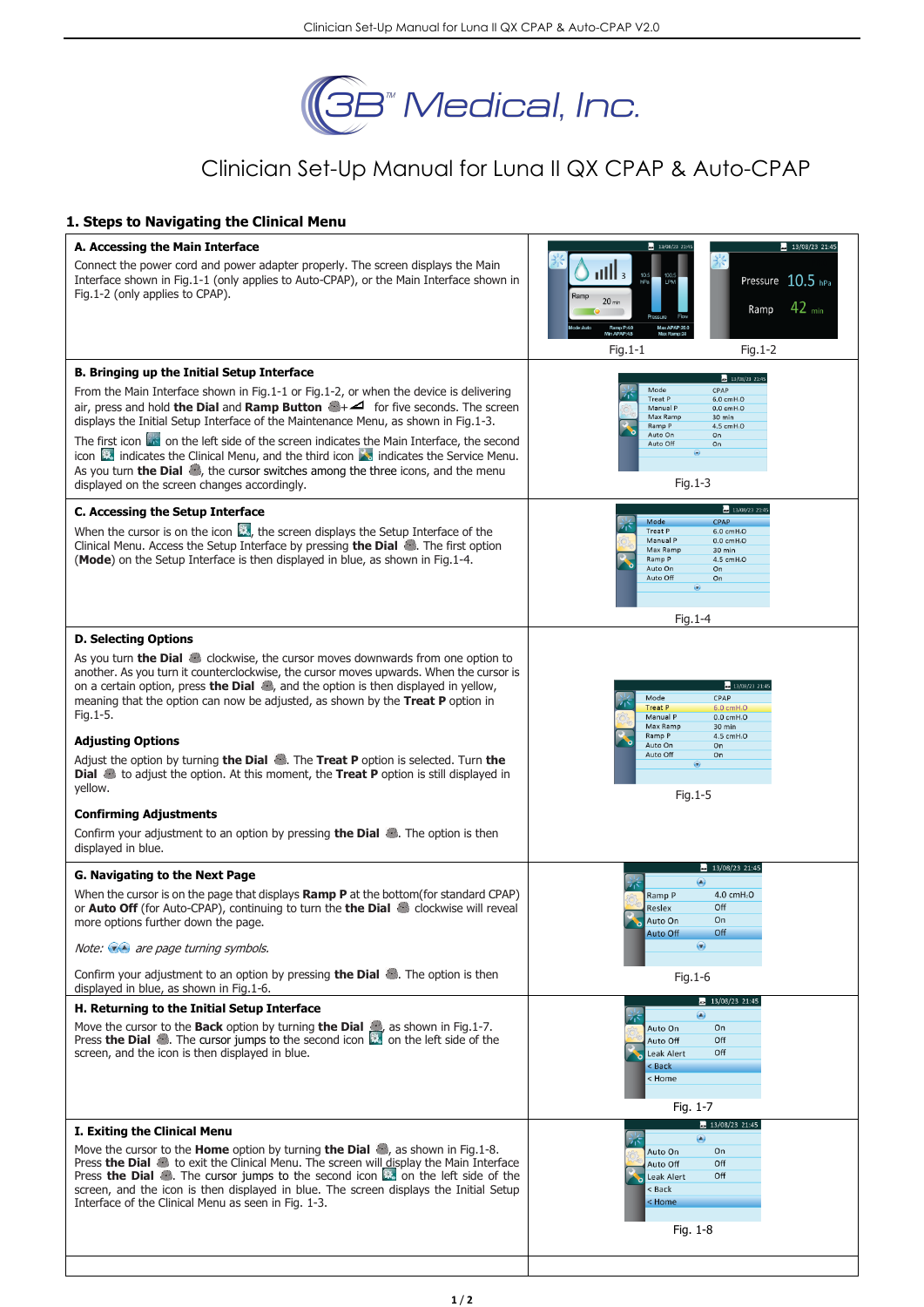# Clinician Set-Up Manual for Luna II QX CPAP & Auto-CPAP

3B Medical, Inc.

## 1. Steps to Navigating the Clinical Menu

### A. Accessing the Main Interface

Connect the power cord and power adapter properly. The screen displays the Main Interface shown in Fig.1-1 (only applies to Auto-CPAP), or the Main Interface shown in Fig.1-2 (only applies to CPAP).

Fig.1-1 Fig.1-2

### B. Bringing up the Initial Setup Interface

From the Main Interface shown in Fig.1-1 or Fig.1-2, or when the device is delivering air, press and hold **the Dial** and **Ramp Button** + for five seconds. The screen displays the Initial Setup Interface of the Maintenance Menu, as shown in Fig.1-3.

The first icon on the left side of the screen indicates the Main Interface, the second icon indicates the Clinical Menu, and the third icon indicates the Service Menu. As you turn **the Dial**, the cursor switches among the three icons, and the menu displayed on the screen changes accordingly.

Fig.1-3

### C. Accessing the Setup Interface

When the cursor is on the icon , the screen displays the Setup Interface of the Clinical Menu. Access the Setup Interface by pressing **the Dial**. The first option (**Mode**) on the Setup Interface is then displayed in blue, as shown in Fig.1-4.

Fig.1-4

### D. Selecting Options

As you turn **the Dial** clockwise, the cursor moves downwards from one option to another. As you turn it counterclockwise, the cursor moves upwards. When the cursor is on a certain option, press **the Dial**, and the option is then displayed in yellow, meaning that the option can now be adjusted, as shown by the **Treat P** option in Fig.1-5.

**Adjusting Options**

Adjust the option by turning **the Dial**. The **Treat P** option is selected. Turn **the Dial** to adjust the option. At this moment, the **Treat P** option is still displayed in yellow.

**Confirming Adjustments**

Confirm your adjustment to an option by pressing **the Dial**. The option is then displayed in blue.

Fig.1-5

### G. Navigating to the Next Page

When the cursor is on the page that displays **Ramp P** at the bottom(for standard CPAP) or **Auto Off** (for Auto-CPAP), continuing to turn the **the Dial** clockwise will reveal more options further down the page.

*Note: are page turning symbols.*

Confirm your adjustment to an option by pressing **the Dial**. The option is then displayed in blue, as shown in Fig.1-6.

Fig.1-6

### H. Returning to the Initial Setup Interface

Move the cursor to the **Back** option by turning **the Dial**, as shown in Fig.1-7. Press **the Dial**. The cursor jumps to the second icon on the left side of the screen, and the icon is then displayed in blue.

Fig. 1-7

### I. Exiting the Clinical Menu

Move the cursor to the **Home** option by turning **the Dial**, as shown in Fig.1-8. Press **the Dial** to exit the Clinical Menu. The screen will display the Main Interface Press **the Dial**. The cursor jumps to the second icon on the left side of the screen, and the icon is then displayed in blue. The screen displays the Initial Setup Interface of the Clinical Menu as seen in Fig. 1-3.

Fig. 1-8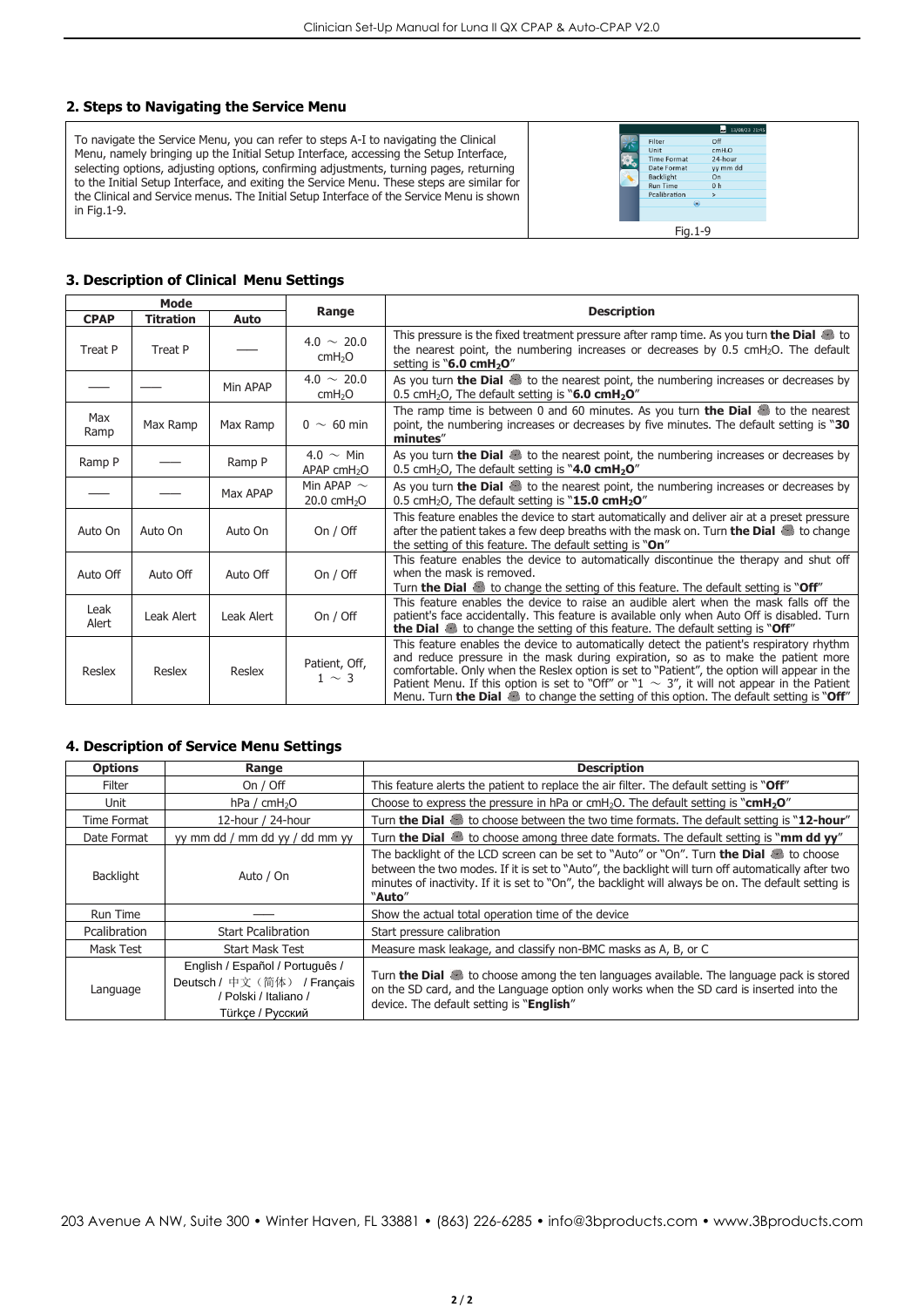## 2. Steps to Navigating the Service Menu

To navigate the Service Menu, you can refer to steps A-I to navigating the Clinical Setup Interface, accessing the Setup Interface, selecting options, adjusting options, confirming adjustments, turning pages, returning to the Initial Setup Interface, and exiting the Service Menu. These steps are similar for the Clinical and Service menus. The Initial Setup Interface of the Service Menu is shown in Fig.1-9.

Fig.1-9

## 3. Description of Clinical Menu Settings

| Mode | | | Range | Description |
|---|---|---|---|---|
| **CPAP** | **Titration** | **Auto** | | |
| Treat P | Treat P | —— | 4.0 ~ 20.0 $cmH_2O$ | This pressure is the fixed treatment pressure after ramp time. As you turn **the Dial** to the nearest point, the numbering increases or decreases by 0.5 $cmH_2O$. The default setting is "**6.0 $cmH_2O$**" |
| —— | —— | Min APAP | 4.0 ~ 20.0 $cmH_2O$ | As you turn **the Dial** to the nearest point, the numbering increases or decreases by 0.5 $cmH_2O$, The default setting is "**6.0 $cmH_2O$**" |
| Max Ramp | Max Ramp | Max Ramp | 0 ~ 60 min | The ramp time is between 0 and 60 minutes. As you turn **the Dial** to the nearest point, the numbering increases or decreases by five minutes. The default setting is "**30 minutes**" |
| Ramp P | —— | Ramp P | 4.0 ~ Min APAP $cmH_2O$ | As you turn **the Dial** to the nearest point, the numbering increases or decreases by 0.5 $cmH_2O$, The default setting is "**4.0 $cmH_2O$**" |
| —— | —— | Max APAP | Min APAP ~ 20.0 $cmH_2O$ | As you turn **the Dial** to the nearest point, the numbering increases or decreases by 0.5 $cmH_2O$, The default setting is "**15.0 $cmH_2O$**" |
| Auto On | Auto On | Auto On | On / Off | This feature enables the device to start automatically and deliver air at a preset pressure after the patient takes a few deep breaths with the mask on. Turn **the Dial** to change the setting of this feature. The default setting is "**On**" |
| Auto Off | Auto Off | Auto Off | On / Off | This feature enables the device to automatically discontinue the therapy and shut off when the mask is removed. Turn **the Dial** to change the setting of this feature. The default setting is "**Off**" |
| Leak Alert | Leak Alert | Leak Alert | On / Off | This feature enables the device to raise an audible alert when the mask falls off the patient's face accidentally. This feature is available only when Auto Off is disabled. Turn **the Dial** to change the setting of this feature. The default setting is "**Off**" |
| Reslex | Reslex | Reslex | Patient, Off, 1 ~ 3 | This feature enables the device to automatically detect the patient's respiratory rhythm and reduce pressure in the mask during expiration, so as to make the patient more comfortable. Only when the Reslex option is set to "Patient", the option will appear in the Patient Menu. If this option is set to "Off" or "1 ~ 3", it will not appear in the Patient Menu. Turn **the Dial** to change the setting of this option. The default setting is "**Off**" |

## 4. Description of Service Menu Settings

| Options | Range | Description |
|---|---|---|
| Filter | On / Off | This feature alerts the patient to replace the air filter. The default setting is "**Off**" |
| Unit | hPa / $cmH_2O$ | Choose to express the pressure in hPa or $cmH_2O$. The default setting is "**$cmH_2O$**" |
| Time Format | 12-hour / 24-hour | Turn **the Dial** to choose between the two time formats. The default setting is "**12-hour**" |
| Date Format | yy mm dd / mm dd yy / dd mm yy | Turn **the Dial** to choose among three date formats. The default setting is "**mm dd yy**" |
| Backlight | Auto / On | The backlight of the LCD screen can be set to "Auto" or "On". Turn **the Dial** to choose between the two modes. If it is set to "Auto", the backlight will turn off automatically after two minutes of inactivity. If it is set to "On", the backlight will always be on. The default setting is "**Auto**" |
| Run Time | —— | Show the actual total operation time of the device |
| Pcalibration | Start Pcalibration | Start pressure calibration |
| Mask Test | Start Mask Test | Measure mask leakage, and classify non-BMC masks as A, B, or C |
| Language | English / Español / Português / Deutsch / 中文（简体） / Français / Polski / Italiano / Türkçe / Русский | Turn **the Dial** to choose among the ten languages available. The language pack is stored on the SD card, and the Language option only works when the SD card is inserted into the device. The default setting is "**English**" |

203 Avenue A NW, Suite 300 • Winter Haven, FL 33881 • (863) 226-6285 • info@3bproducts.com • www.3Bproducts.com